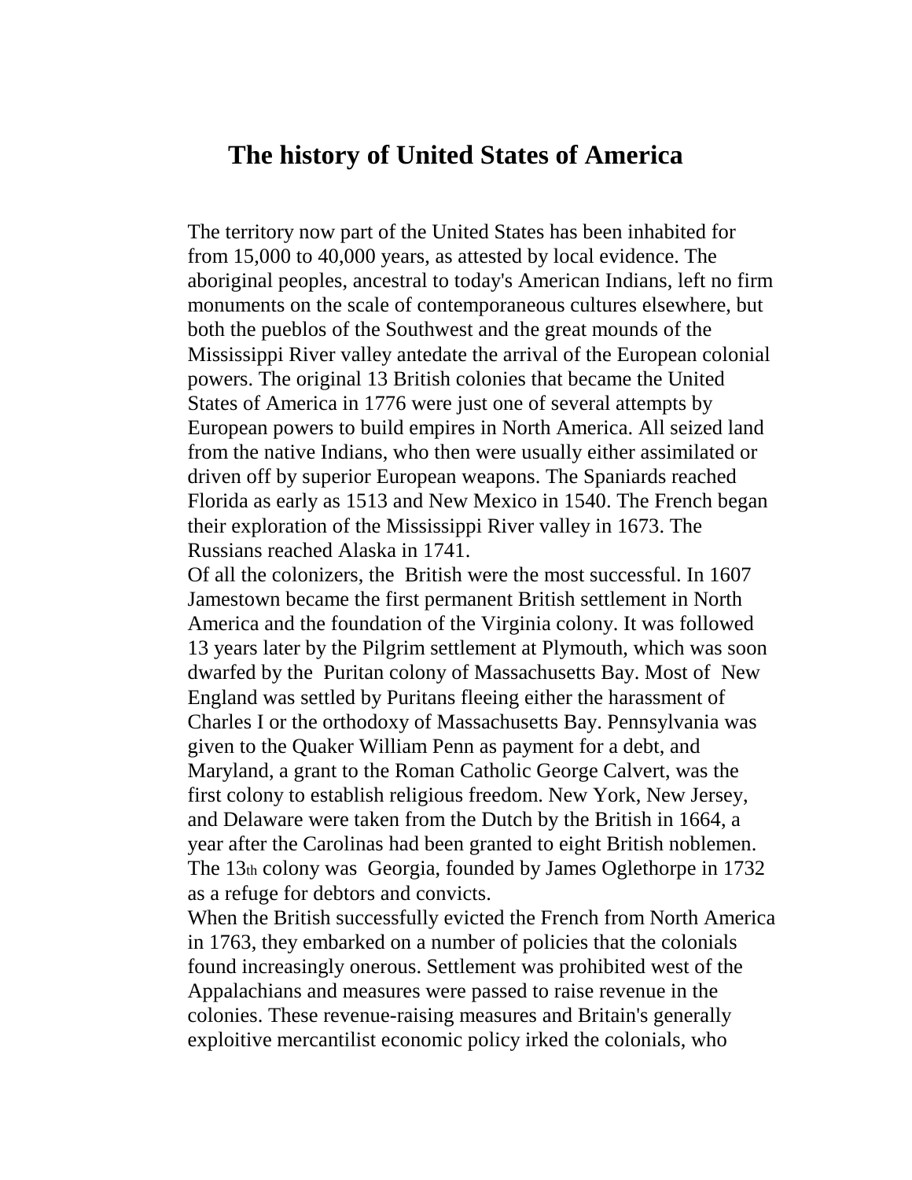# The history of United States of America

The territory now part of the United States has been inhabited for from 15,000 to 40,000 years, as attested by local evidence. The aboriginal peoples, ancestral to today's American Indians, left no firm monuments on the scale of contemporaneous cultures elsewhere, but both the pueblos of the Southwest and the great mounds of the Mississippi River valley antedate the arrival of the European colonial powers. The original 13 British colonies that became the United States of America in 1776 were just one of several attempts by European powers to build empires in North America. All seized land from the native Indians, who then were usually either assimilated or driven off by superior European weapons. The Spaniards reached Florida as early as 1513 and New Mexico in 1540. The French began their exploration of the Mississippi River valley in 1673. The Russians reached Alaska in 1741.

Of all the colonizers, the British were the most successful. In 1607 Jamestown became the first permanent British settlement in North America and the foundation of the Virginia colony. It was followed 13 years later by the Pilgrim settlement at Plymouth, which was soon dwarfed by the Puritan colony of Massachusetts Bay. Most of New England was settled by Puritans fleeing either the harassment of Charles I or the orthodoxy of Massachusetts Bay. Pennsylvania was given to the Quaker William Penn as payment for a debt, and Maryland, a grant to the Roman Catholic George Calvert, was the first colony to establish religious freedom. New York, New Jersey, and Delaware were taken from the Dutch by the British in 1664, a year after the Carolinas had been granted to eight British noblemen. The 13th colony was Georgia, founded by James Oglethorpe in 1732 as a refuge for debtors and convicts.

When the British successfully evicted the French from North America in 1763, they embarked on a number of policies that the colonials found increasingly onerous. Settlement was prohibited west of the Appalachians and measures were passed to raise revenue in the colonies. These revenue-raising measures and Britain's generally exploitive mercantilist economic policy irked the colonials, who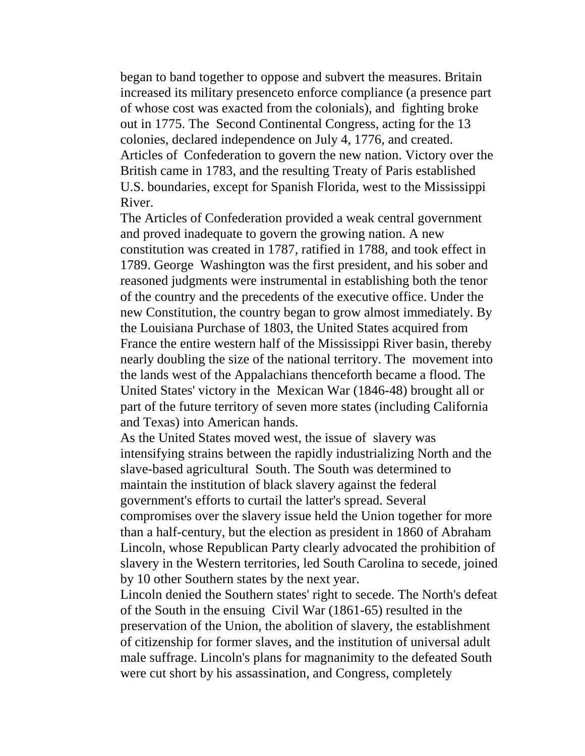began to band together to oppose and subvert the measures. Britain increased its military presenceto enforce compliance (a presence part of whose cost was exacted from the colonials), and fighting broke out in 1775. The Second Continental Congress, acting for the 13 colonies, declared independence on July 4, 1776, and created. Articles of Confederation to govern the new nation. Victory over the British came in 1783, and the resulting Treaty of Paris established U.S. boundaries, except for Spanish Florida, west to the Mississippi River.

The Articles of Confederation provided a weak central government and proved inadequate to govern the growing nation. A new constitution was created in 1787, ratified in 1788, and took effect in 1789. George Washington was the first president, and his sober and reasoned judgments were instrumental in establishing both the tenor of the country and the precedents of the executive office. Under the new Constitution, the country began to grow almost immediately. By the Louisiana Purchase of 1803, the United States acquired from France the entire western half of the Mississippi River basin, thereby nearly doubling the size of the national territory. The movement into the lands west of the Appalachians thenceforth became a flood. The United States' victory in the Mexican War (1846-48) brought all or part of the future territory of seven more states (including California and Texas) into American hands.

As the United States moved west, the issue of slavery was intensifying strains between the rapidly industrializing North and the slave-based agricultural South. The South was determined to maintain the institution of black slavery against the federal government's efforts to curtail the latter's spread. Several compromises over the slavery issue held the Union together for more than a half-century, but the election as president in 1860 of Abraham Lincoln, whose Republican Party clearly advocated the prohibition of slavery in the Western territories, led South Carolina to secede, joined by 10 other Southern states by the next year.

Lincoln denied the Southern states' right to secede. The North's defeat of the South in the ensuing Civil War (1861-65) resulted in the preservation of the Union, the abolition of slavery, the establishment of citizenship for former slaves, and the institution of universal adult male suffrage. Lincoln's plans for magnanimity to the defeated South were cut short by his assassination, and Congress, completely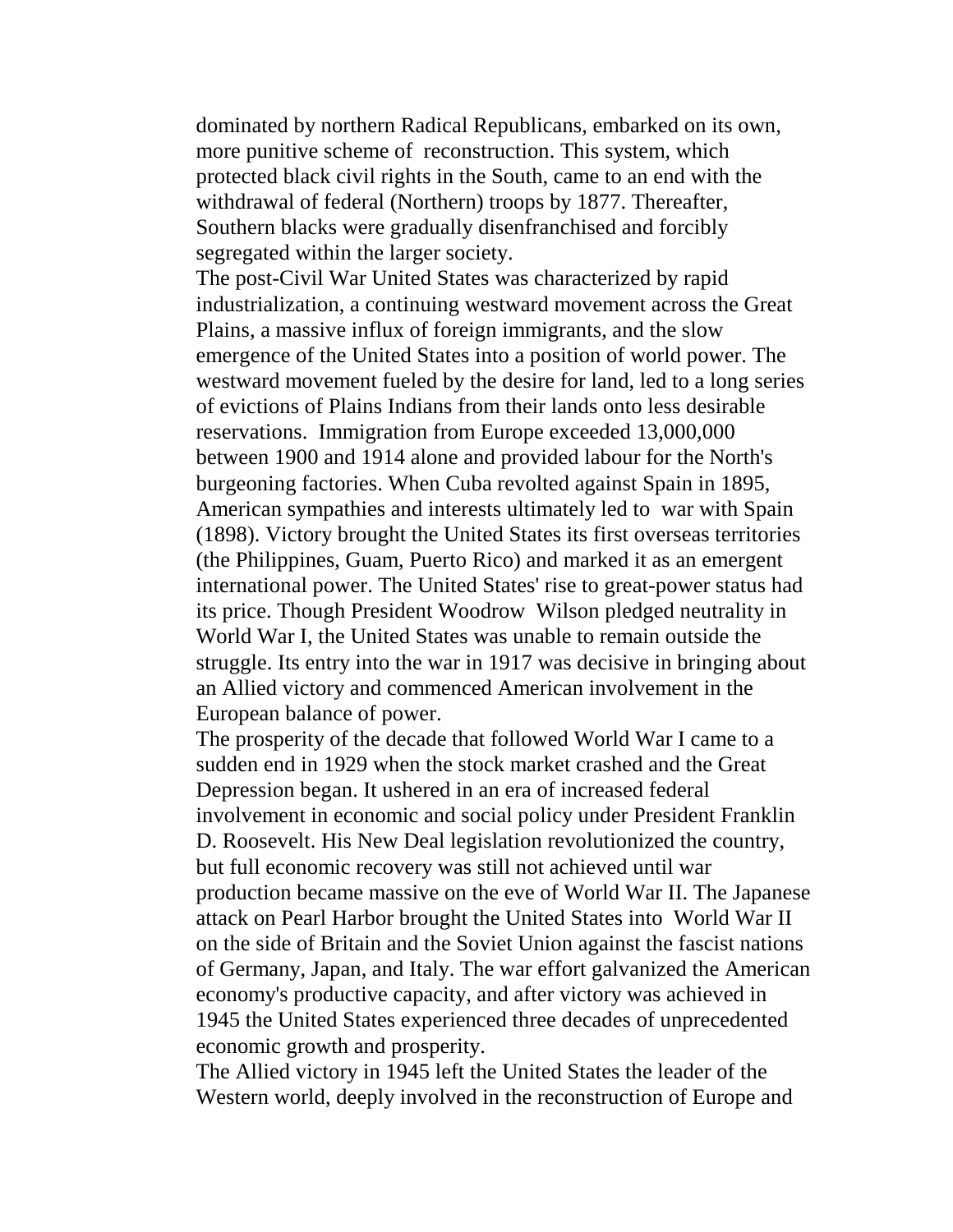dominated by northern Radical Republicans, embarked on its own, more punitive scheme of reconstruction. This system, which protected black civil rights in the South, came to an end with the withdrawal of federal (Northern) troops by 1877. Thereafter, Southern blacks were gradually disenfranchised and forcibly segregated within the larger society.

The post-Civil War United States was characterized by rapid industrialization, a continuing westward movement across the Great Plains, a massive influx of foreign immigrants, and the slow emergence of the United States into a position of world power. The westward movement fueled by the desire for land, led to a long series of evictions of Plains Indians from their lands onto less desirable reservations. Immigration from Europe exceeded 13,000,000 between 1900 and 1914 alone and provided labour for the North's burgeoning factories. When Cuba revolted against Spain in 1895, American sympathies and interests ultimately led to war with Spain (1898). Victory brought the United States its first overseas territories (the Philippines, Guam, Puerto Rico) and marked it as an emergent international power. The United States' rise to great-power status had its price. Though President Woodrow Wilson pledged neutrality in World War I, the United States was unable to remain outside the struggle. Its entry into the war in 1917 was decisive in bringing about an Allied victory and commenced American involvement in the European balance of power.

The prosperity of the decade that followed World War I came to a sudden end in 1929 when the stock market crashed and the Great Depression began. It ushered in an era of increased federal involvement in economic and social policy under President Franklin D. Roosevelt. His New Deal legislation revolutionized the country, but full economic recovery was still not achieved until war production became massive on the eve of World War II. The Japanese attack on Pearl Harbor brought the United States into World War II on the side of Britain and the Soviet Union against the fascist nations of Germany, Japan, and Italy. The war effort galvanized the American economy's productive capacity, and after victory was achieved in 1945 the United States experienced three decades of unprecedented economic growth and prosperity.

The Allied victory in 1945 left the United States the leader of the Western world, deeply involved in the reconstruction of Europe and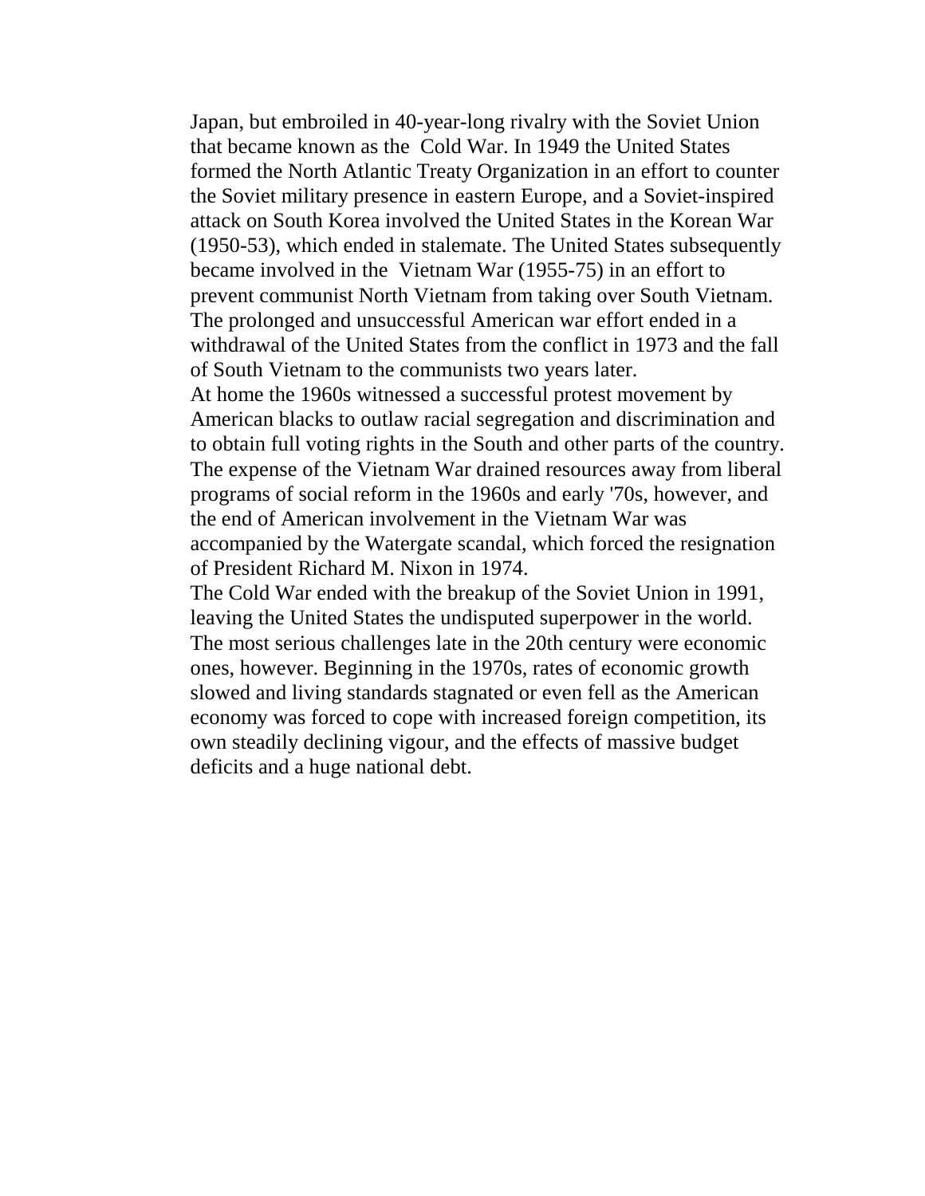Japan, but embroiled in 40-year-long rivalry with the Soviet Union that became known as the Cold War. In 1949 the United States formed the North Atlantic Treaty Organization in an effort to counter the Soviet military presence in eastern Europe, and a Soviet-inspired attack on South Korea involved the United States in the Korean War (1950-53), which ended in stalemate. The United States subsequently became involved in the Vietnam War (1955-75) in an effort to prevent communist North Vietnam from taking over South Vietnam. The prolonged and unsuccessful American war effort ended in a withdrawal of the United States from the conflict in 1973 and the fall of South Vietnam to the communists two years later.

At home the 1960s witnessed a successful protest movement by American blacks to outlaw racial segregation and discrimination and to obtain full voting rights in the South and other parts of the country. The expense of the Vietnam War drained resources away from liberal programs of social reform in the 1960s and early '70s, however, and the end of American involvement in the Vietnam War was accompanied by the Watergate scandal, which forced the resignation of President Richard M. Nixon in 1974.

The Cold War ended with the breakup of the Soviet Union in 1991, leaving the United States the undisputed superpower in the world. The most serious challenges late in the 20th century were economic ones, however. Beginning in the 1970s, rates of economic growth slowed and living standards stagnated or even fell as the American economy was forced to cope with increased foreign competition, its own steadily declining vigour, and the effects of massive budget deficits and a huge national debt.